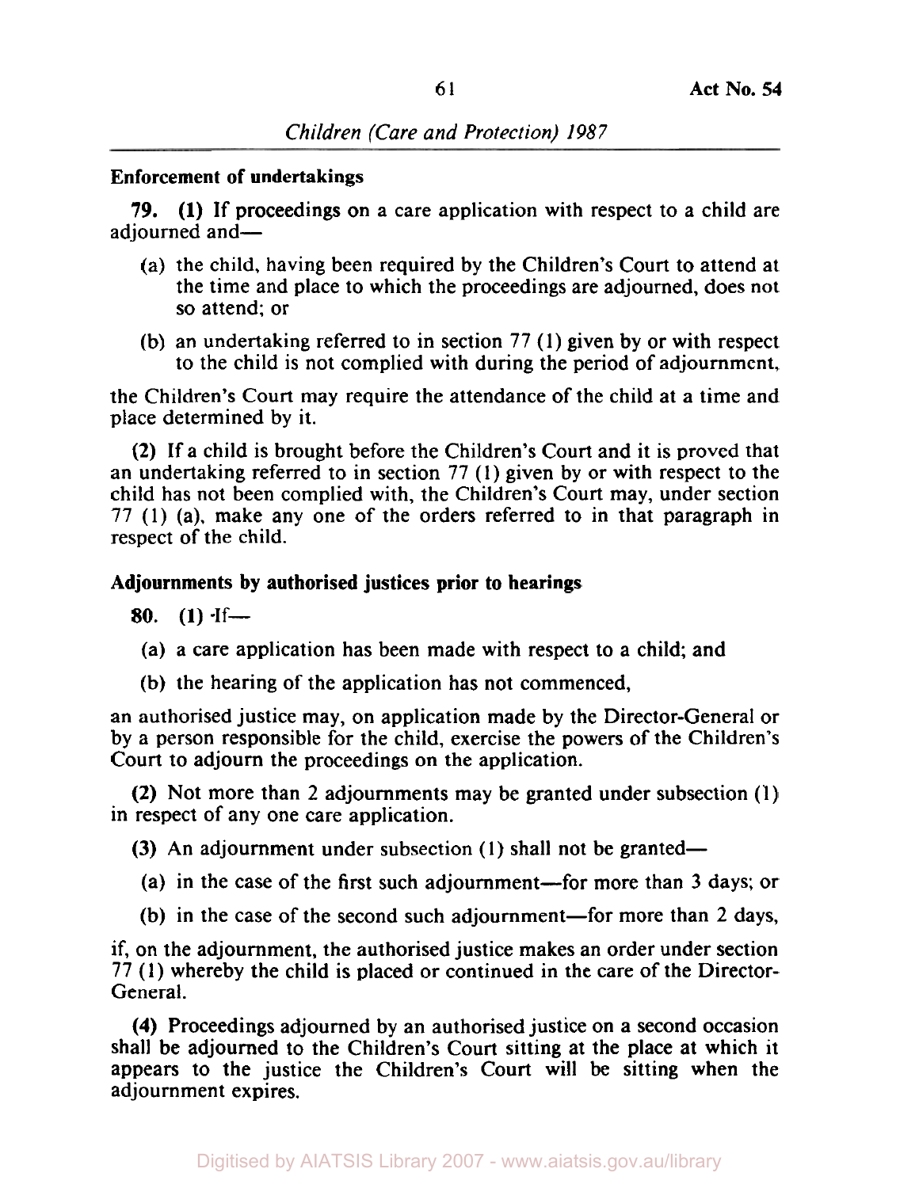## Enforcement of undertakings

**79. (1)** If proceedings on a care application with respect to a child are adjourned and—

(a) the child, having been required by the Children's Court to attend at the time and place to which the proceedings are adjourned, does not so attend; or

(b) an undertaking referred to in section 77 (1) given by or with respect to the child is not complied with during the period of adjournment,

the Children's Court may require the attendance of the child at a time and place determined by it.

**(2)** If a child is brought before the Children's Court and it is proved that an undertaking referred to in section 77 (1) given by or with respect to the child has not been complied with, the Children's Court may, under section 77 (1) (a), make any one of the orders referred to in that paragraph in respect of the child.

## Adjournments by authorised justices prior to hearings

**80. (1)** If—

(a) a care application has been made with respect to a child; and

(b) the hearing of the application has not commenced,

an authorised justice may, on application made by the Director-General or by a person responsible for the child, exercise the powers of the Children's Court to adjourn the proceedings on the application.

**(2)** Not more than 2 adjournments may be granted under subsection (1) in respect of any one care application.

**(3)** An adjournment under subsection (1) shall not be granted—

(a) in the case of the first such adjournment—for more than 3 days; or

(b) in the case of the second such adjournment—for more than 2 days,

if, on the adjournment, the authorised justice makes an order under section 77 (1) whereby the child is placed or continued in the care of the Director-General.

**(4)** Proceedings adjourned by an authorised justice on a second occasion shall be adjourned to the Children's Court sitting at the place at which it appears to the justice the Children's Court will be sitting when the adjournment expires.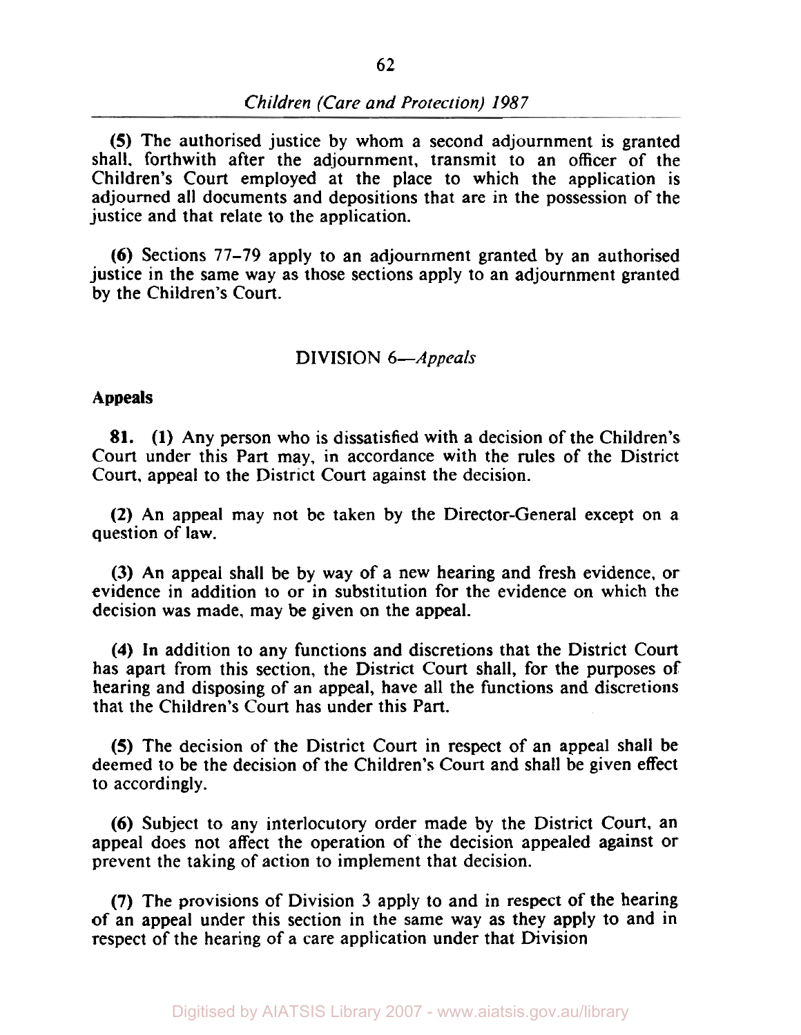(5) The authorised justice by whom a second adjournment is granted shall, forthwith after the adjournment, transmit to an officer of the Children's Court employed at the place to which the application is adjourned all documents and depositions that are in the possession of the justice and that relate to the application.

(6) Sections 77–79 apply to an adjournment granted by an authorised justice in the same way as those sections apply to an adjournment granted by the Children's Court.

## DIVISION 6—*Appeals*

**Appeals**

**81.** (1) Any person who is dissatisfied with a decision of the Children's Court under this Part may, in accordance with the rules of the District Court, appeal to the District Court against the decision.

(2) An appeal may not be taken by the Director-General except on a question of law.

(3) An appeal shall be by way of a new hearing and fresh evidence, or evidence in addition to or in substitution for the evidence on which the decision was made, may be given on the appeal.

(4) In addition to any functions and discretions that the District Court has apart from this section, the District Court shall, for the purposes of hearing and disposing of an appeal, have all the functions and discretions that the Children's Court has under this Part.

(5) The decision of the District Court in respect of an appeal shall be deemed to be the decision of the Children's Court and shall be given effect to accordingly.

(6) Subject to any interlocutory order made by the District Court, an appeal does not affect the operation of the decision appealed against or prevent the taking of action to implement that decision.

(7) The provisions of Division 3 apply to and in respect of the hearing of an appeal under this section in the same way as they apply to and in respect of the hearing of a care application under that Division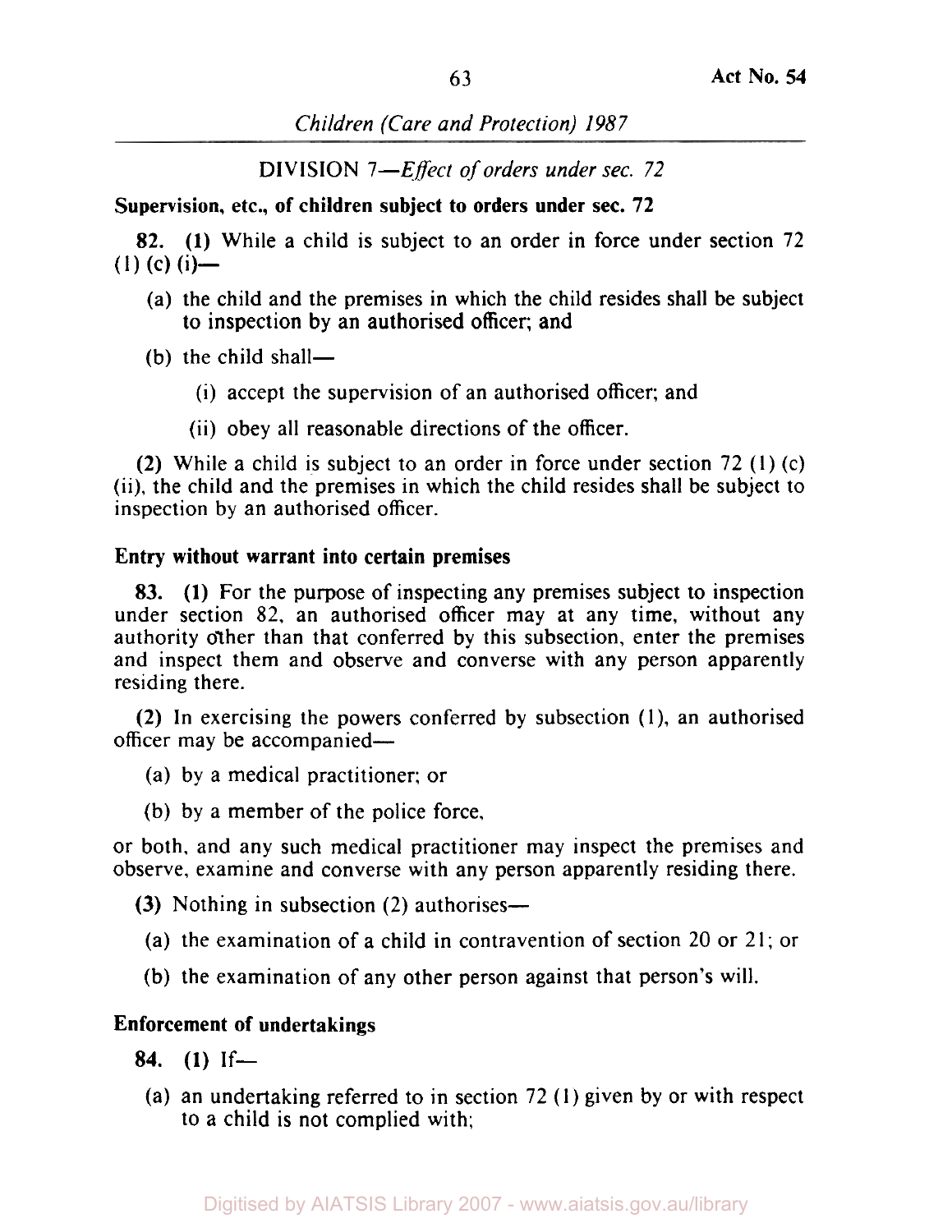DIVISION 7—*Effect of orders under sec. 72*

**Supervision, etc., of children subject to orders under sec. 72**

**82. (1)** While a child is subject to an order in force under section 72 (1) (c) (i)—

(a) the child and the premises in which the child resides shall be subject to inspection by an authorised officer; and

(b) the child shall—

(i) accept the supervision of an authorised officer; and

(ii) obey all reasonable directions of the officer.

**(2)** While a child is subject to an order in force under section 72 (1) (c) (ii), the child and the premises in which the child resides shall be subject to inspection by an authorised officer.

**Entry without warrant into certain premises**

**83. (1)** For the purpose of inspecting any premises subject to inspection under section 82, an authorised officer may at any time, without any authority other than that conferred by this subsection, enter the premises and inspect them and observe and converse with any person apparently residing there.

**(2)** In exercising the powers conferred by subsection (1), an authorised officer may be accompanied—

(a) by a medical practitioner; or

(b) by a member of the police force,

or both, and any such medical practitioner may inspect the premises and observe, examine and converse with any person apparently residing there.

**(3)** Nothing in subsection (2) authorises—

(a) the examination of a child in contravention of section 20 or 21; or

(b) the examination of any other person against that person's will.

**Enforcement of undertakings**

**84. (1)** If—

(a) an undertaking referred to in section 72 (1) given by or with respect to a child is not complied with;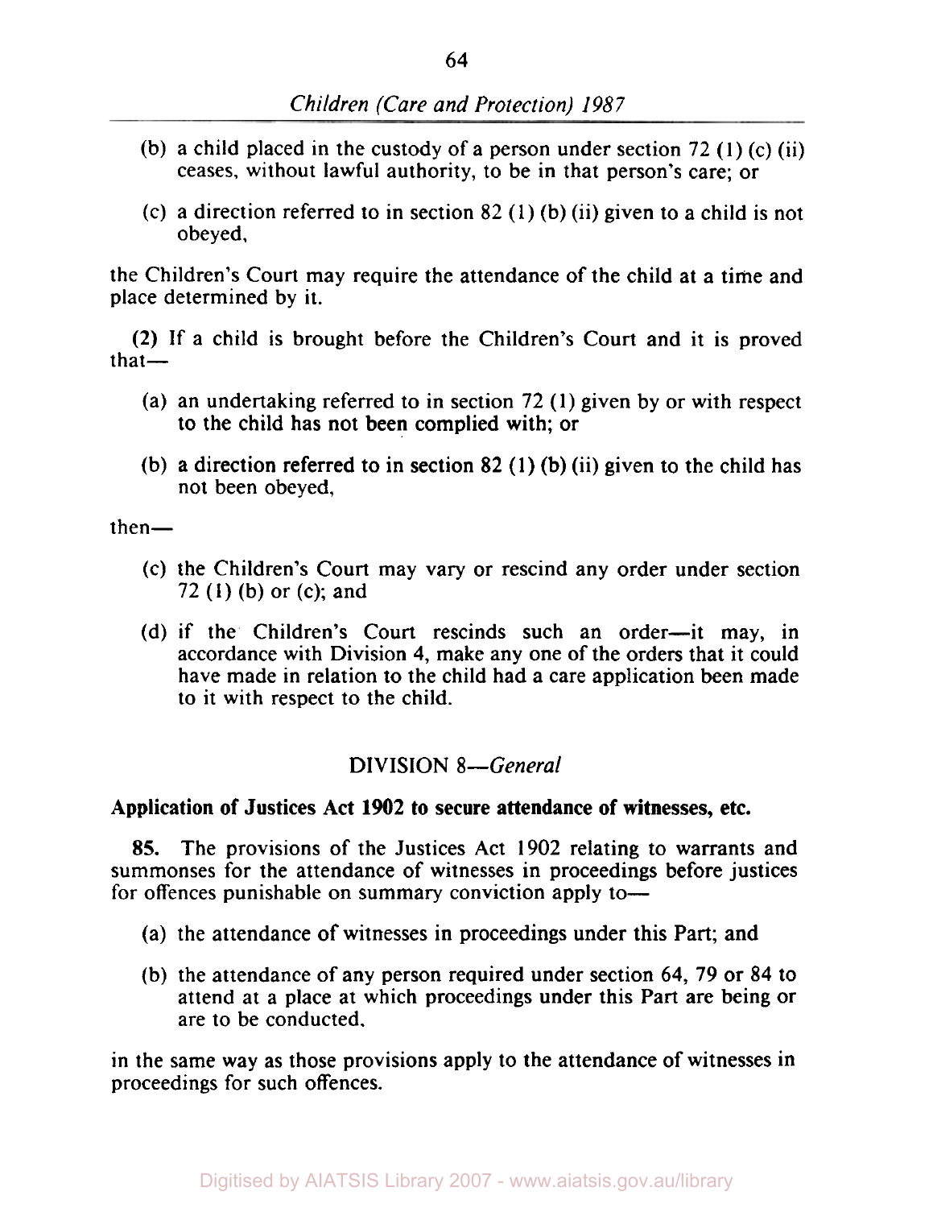(b) a child placed in the custody of a person under section 72 (1) (c) (ii) ceases, without lawful authority, to be in that person's care; or

(c) a direction referred to in section 82 (1) (b) (ii) given to a child is not obeyed,

the Children's Court may require the attendance of the child at a time and place determined by it.

(2) If a child is brought before the Children's Court and it is proved that—

(a) an undertaking referred to in section 72 (1) given by or with respect to the child has not been complied with; or

(b) a direction referred to in section 82 (1) (b) (ii) given to the child has not been obeyed,

then—

(c) the Children's Court may vary or rescind any order under section 72 (1) (b) or (c); and

(d) if the Children's Court rescinds such an order—it may, in accordance with Division 4, make any one of the orders that it could have made in relation to the child had a care application been made to it with respect to the child.

## DIVISION 8—*General*

**Application of Justices Act 1902 to secure attendance of witnesses, etc.**

**85.** The provisions of the Justices Act 1902 relating to warrants and summonses for the attendance of witnesses in proceedings before justices for offences punishable on summary conviction apply to—

(a) the attendance of witnesses in proceedings under this Part; and

(b) the attendance of any person required under section 64, 79 or 84 to attend at a place at which proceedings under this Part are being or are to be conducted,

in the same way as those provisions apply to the attendance of witnesses in proceedings for such offences.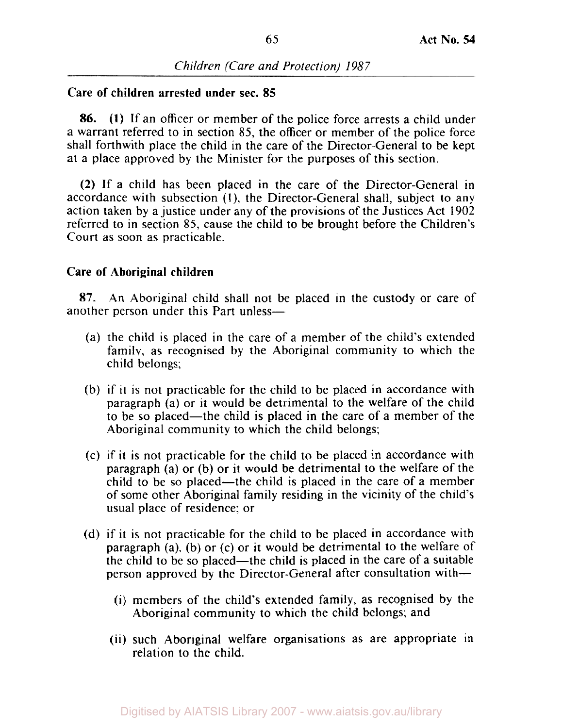### Care of children arrested under sec. 85

**86.** **(1)** If an officer or member of the police force arrests a child under a warrant referred to in section 85, the officer or member of the police force shall forthwith place the child in the care of the Director-General to be kept at a place approved by the Minister for the purposes of this section.

**(2)** If a child has been placed in the care of the Director-General in accordance with subsection (1), the Director-General shall, subject to any action taken by a justice under any of the provisions of the Justices Act 1902 referred to in section 85, cause the child to be brought before the Children's Court as soon as practicable.

### Care of Aboriginal children

**87.** An Aboriginal child shall not be placed in the custody or care of another person under this Part unless—

(a) the child is placed in the care of a member of the child's extended family, as recognised by the Aboriginal community to which the child belongs;

(b) if it is not practicable for the child to be placed in accordance with paragraph (a) or it would be detrimental to the welfare of the child to be so placed—the child is placed in the care of a member of the Aboriginal community to which the child belongs;

(c) if it is not practicable for the child to be placed in accordance with paragraph (a) or (b) or it would be detrimental to the welfare of the child to be so placed—the child is placed in the care of a member of some other Aboriginal family residing in the vicinity of the child's usual place of residence; or

(d) if it is not practicable for the child to be placed in accordance with paragraph (a), (b) or (c) or it would be detrimental to the welfare of the child to be so placed—the child is placed in the care of a suitable person approved by the Director-General after consultation with—

  (i) members of the child's extended family, as recognised by the Aboriginal community to which the child belongs; and

  (ii) such Aboriginal welfare organisations as are appropriate in relation to the child.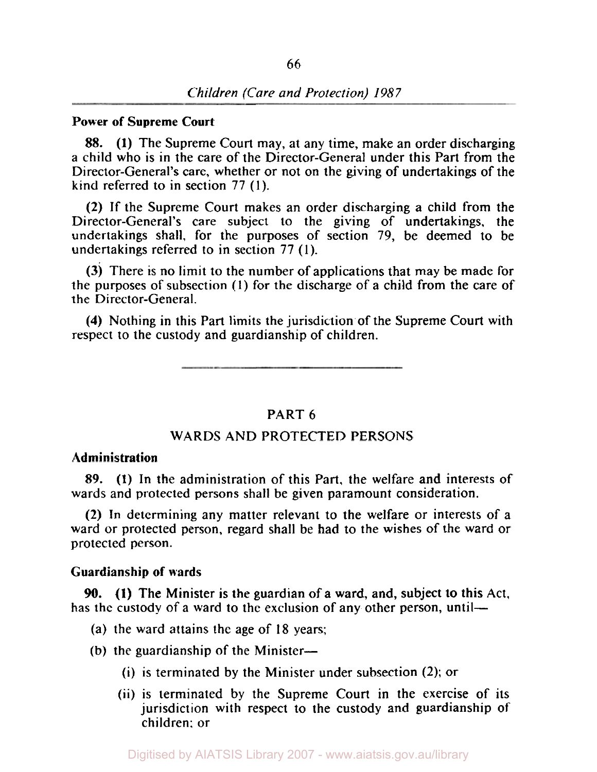**Power of Supreme Court**

**88. (1)** The Supreme Court may, at any time, make an order discharging a child who is in the care of the Director-General under this Part from the Director-General's care, whether or not on the giving of undertakings of the kind referred to in section 77 (1).

**(2)** If the Supreme Court makes an order discharging a child from the Director-General's care subject to the giving of undertakings, the undertakings shall, for the purposes of section 79, be deemed to be undertakings referred to in section 77 (1).

**(3)** There is no limit to the number of applications that may be made for the purposes of subsection (1) for the discharge of a child from the care of the Director-General.

**(4)** Nothing in this Part limits the jurisdiction of the Supreme Court with respect to the custody and guardianship of children.

---

## PART 6

## WARDS AND PROTECTED PERSONS

**Administration**

**89. (1)** In the administration of this Part, the welfare and interests of wards and protected persons shall be given paramount consideration.

**(2)** In determining any matter relevant to the welfare or interests of a ward or protected person, regard shall be had to the wishes of the ward or protected person.

**Guardianship of wards**

**90. (1)** The Minister is the guardian of a ward, and, subject to this Act, has the custody of a ward to the exclusion of any other person, until—

- (a) the ward attains the age of 18 years;
- (b) the guardianship of the Minister—
  - (i) is terminated by the Minister under subsection (2); or
  - (ii) is terminated by the Supreme Court in the exercise of its jurisdiction with respect to the custody and guardianship of children; or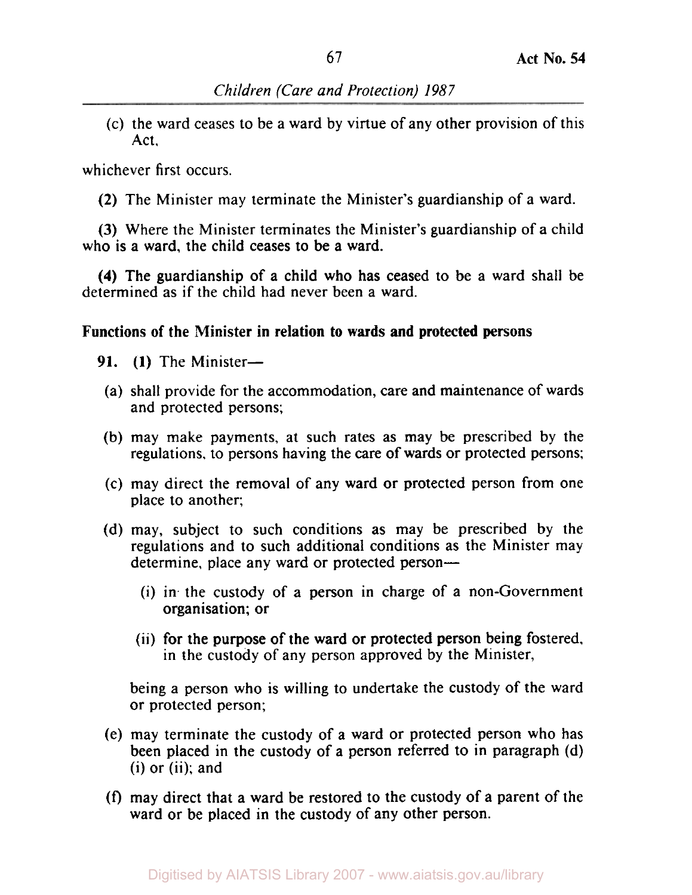(c) the ward ceases to be a ward by virtue of any other provision of this Act,

whichever first occurs.

**(2)** The Minister may terminate the Minister's guardianship of a ward.

**(3)** Where the Minister terminates the Minister's guardianship of a child who is a ward, the child ceases to be a ward.

**(4)** The guardianship of a child who has ceased to be a ward shall be determined as if the child had never been a ward.

**Functions of the Minister in relation to wards and protected persons**

**91.** **(1)** The Minister—

(a) shall provide for the accommodation, care and maintenance of wards and protected persons;

(b) may make payments, at such rates as may be prescribed by the regulations, to persons having the care of wards or protected persons;

(c) may direct the removal of any ward or protected person from one place to another;

(d) may, subject to such conditions as may be prescribed by the regulations and to such additional conditions as the Minister may determine, place any ward or protected person—

(i) in the custody of a person in charge of a non-Government organisation; or

(ii) for the purpose of the ward or protected person being fostered, in the custody of any person approved by the Minister,

being a person who is willing to undertake the custody of the ward or protected person;

(e) may terminate the custody of a ward or protected person who has been placed in the custody of a person referred to in paragraph (d) (i) or (ii); and

(f) may direct that a ward be restored to the custody of a parent of the ward or be placed in the custody of any other person.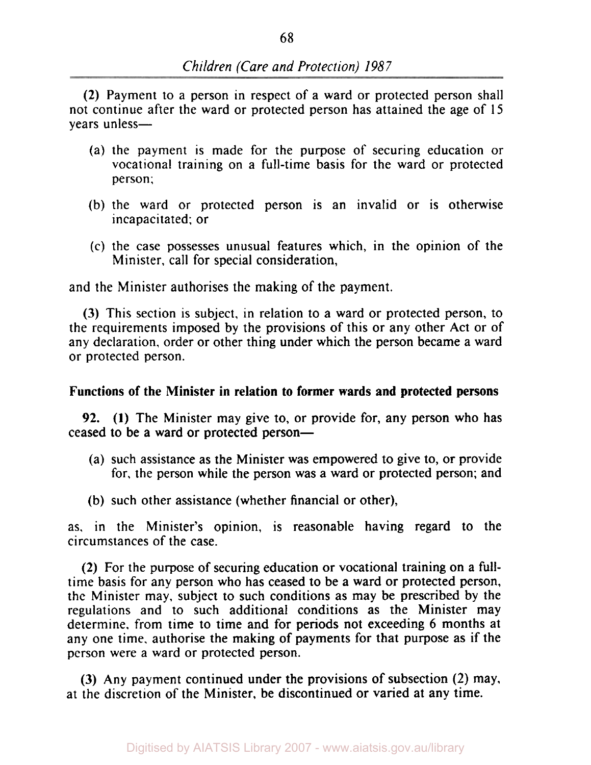**(2)** Payment to a person in respect of a ward or protected person shall not continue after the ward or protected person has attained the age of 15 years unless—

(a) the payment is made for the purpose of securing education or vocational training on a full-time basis for the ward or protected person;

(b) the ward or protected person is an invalid or is otherwise incapacitated; or

(c) the case possesses unusual features which, in the opinion of the Minister, call for special consideration,

and the Minister authorises the making of the payment.

**(3)** This section is subject, in relation to a ward or protected person, to the requirements imposed by the provisions of this or any other Act or of any declaration, order or other thing under which the person became a ward or protected person.

**Functions of the Minister in relation to former wards and protected persons**

**92. (1)** The Minister may give to, or provide for, any person who has ceased to be a ward or protected person—

(a) such assistance as the Minister was empowered to give to, or provide for, the person while the person was a ward or protected person; and

(b) such other assistance (whether financial or other),

as, in the Minister's opinion, is reasonable having regard to the circumstances of the case.

**(2)** For the purpose of securing education or vocational training on a full-time basis for any person who has ceased to be a ward or protected person, the Minister may, subject to such conditions as may be prescribed by the regulations and to such additional conditions as the Minister may determine, from time to time and for periods not exceeding 6 months at any one time, authorise the making of payments for that purpose as if the person were a ward or protected person.

**(3)** Any payment continued under the provisions of subsection (2) may, at the discretion of the Minister, be discontinued or varied at any time.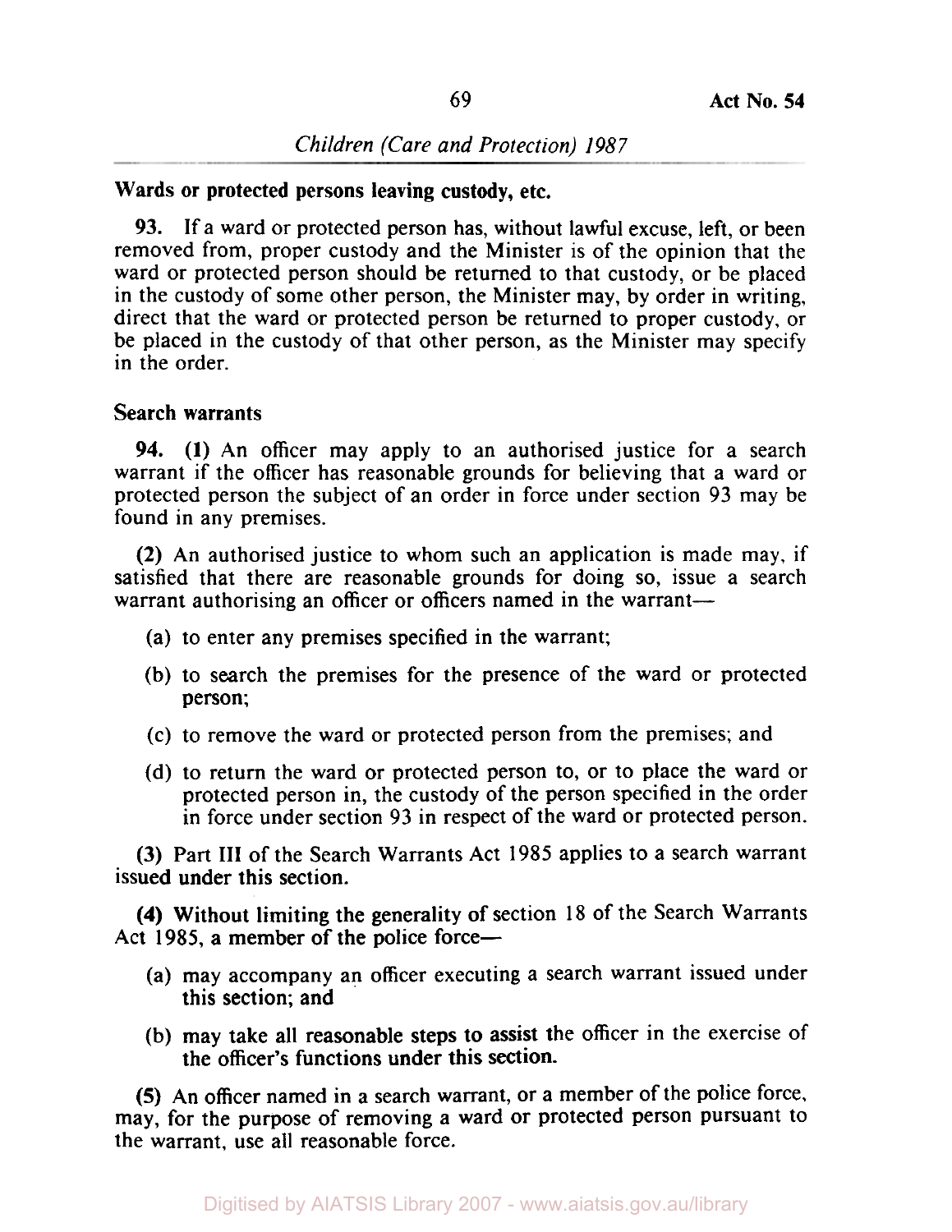**Wards or protected persons leaving custody, etc.**

**93.** If a ward or protected person has, without lawful excuse, left, or been removed from, proper custody and the Minister is of the opinion that the ward or protected person should be returned to that custody, or be placed in the custody of some other person, the Minister may, by order in writing, direct that the ward or protected person be returned to proper custody, or be placed in the custody of that other person, as the Minister may specify in the order.

**Search warrants**

**94.** **(1)** An officer may apply to an authorised justice for a search warrant if the officer has reasonable grounds for believing that a ward or protected person the subject of an order in force under section 93 may be found in any premises.

**(2)** An authorised justice to whom such an application is made may, if satisfied that there are reasonable grounds for doing so, issue a search warrant authorising an officer or officers named in the warrant—

- (a) to enter any premises specified in the warrant;
- (b) to search the premises for the presence of the ward or protected person;
- (c) to remove the ward or protected person from the premises; and
- (d) to return the ward or protected person to, or to place the ward or protected person in, the custody of the person specified in the order in force under section 93 in respect of the ward or protected person.

**(3)** Part III of the Search Warrants Act 1985 applies to a search warrant issued under this section.

**(4)** Without limiting the generality of section 18 of the Search Warrants Act 1985, a member of the police force—

- (a) may accompany an officer executing a search warrant issued under this section; and
- (b) may take all reasonable steps to assist the officer in the exercise of the officer's functions under this section.

**(5)** An officer named in a search warrant, or a member of the police force, may, for the purpose of removing a ward or protected person pursuant to the warrant, use all reasonable force.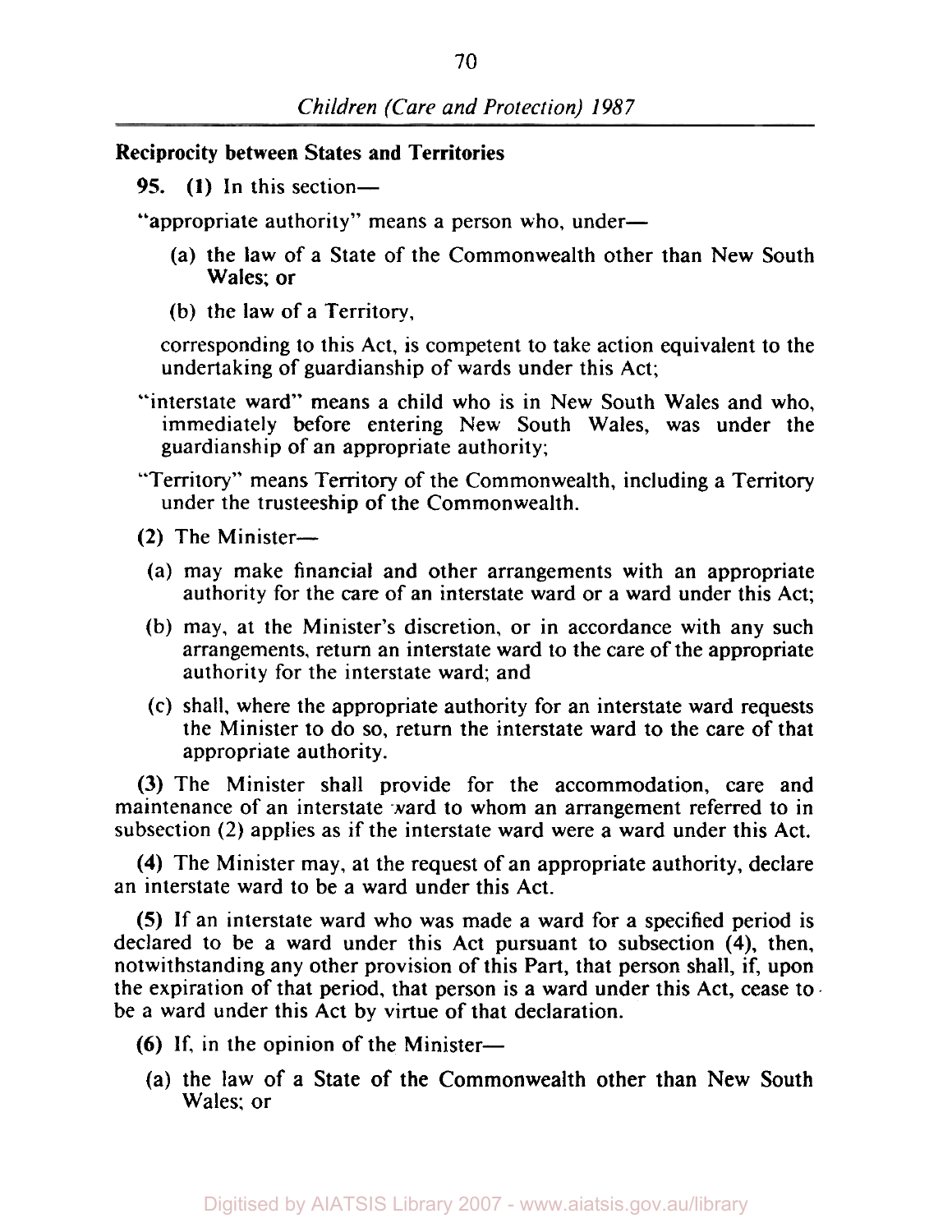**Reciprocity between States and Territories**

**95. (1)** In this section—

"appropriate authority" means a person who, under—

(a) the law of a State of the Commonwealth other than New South Wales; or

(b) the law of a Territory,

corresponding to this Act, is competent to take action equivalent to the undertaking of guardianship of wards under this Act;

"interstate ward" means a child who is in New South Wales and who, immediately before entering New South Wales, was under the guardianship of an appropriate authority;

"Territory" means Territory of the Commonwealth, including a Territory under the trusteeship of the Commonwealth.

**(2)** The Minister—

(a) may make financial and other arrangements with an appropriate authority for the care of an interstate ward or a ward under this Act;

(b) may, at the Minister's discretion, or in accordance with any such arrangements, return an interstate ward to the care of the appropriate authority for the interstate ward; and

(c) shall, where the appropriate authority for an interstate ward requests the Minister to do so, return the interstate ward to the care of that appropriate authority.

**(3)** The Minister shall provide for the accommodation, care and maintenance of an interstate ward to whom an arrangement referred to in subsection (2) applies as if the interstate ward were a ward under this Act.

**(4)** The Minister may, at the request of an appropriate authority, declare an interstate ward to be a ward under this Act.

**(5)** If an interstate ward who was made a ward for a specified period is declared to be a ward under this Act pursuant to subsection (4), then, notwithstanding any other provision of this Part, that person shall, if, upon the expiration of that period, that person is a ward under this Act, cease to be a ward under this Act by virtue of that declaration.

**(6)** If, in the opinion of the Minister—

(a) the law of a State of the Commonwealth other than New South Wales; or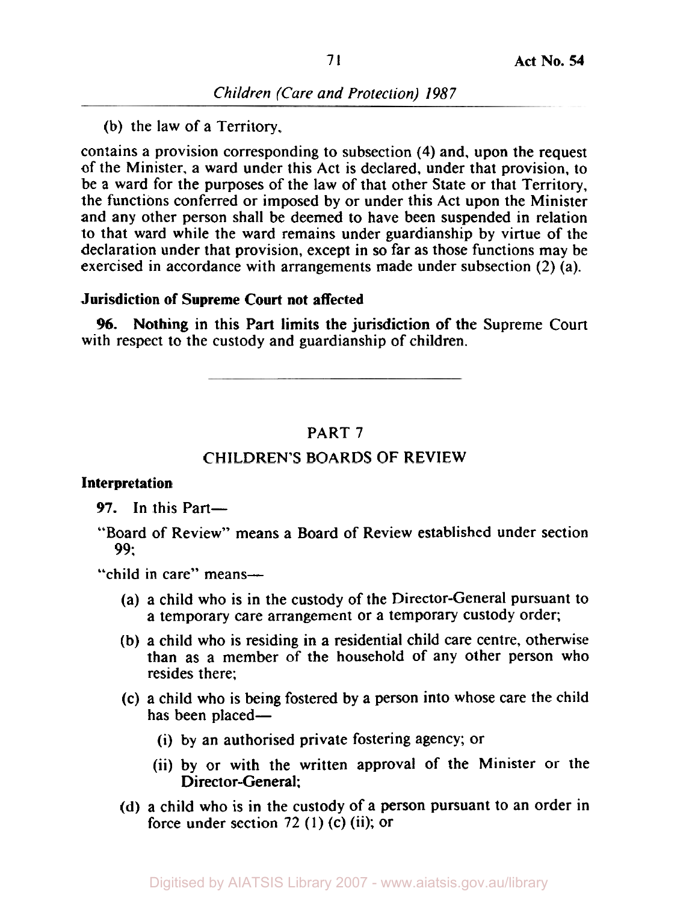(b) the law of a Territory,

contains a provision corresponding to subsection (4) and, upon the request of the Minister, a ward under this Act is declared, under that provision, to be a ward for the purposes of the law of that other State or that Territory, the functions conferred or imposed by or under this Act upon the Minister and any other person shall be deemed to have been suspended in relation to that ward while the ward remains under guardianship by virtue of the declaration under that provision, except in so far as those functions may be exercised in accordance with arrangements made under subsection (2) (a).

**Jurisdiction of Supreme Court not affected**

**96.** Nothing in this Part limits the jurisdiction of the Supreme Court with respect to the custody and guardianship of children.

---

## PART 7

## CHILDREN'S BOARDS OF REVIEW

**Interpretation**

**97.** In this Part—

"Board of Review" means a Board of Review established under section 99;

"child in care" means—

(a) a child who is in the custody of the Director-General pursuant to a temporary care arrangement or a temporary custody order;

(b) a child who is residing in a residential child care centre, otherwise than as a member of the household of any other person who resides there;

(c) a child who is being fostered by a person into whose care the child has been placed—

(i) by an authorised private fostering agency; or

(ii) by or with the written approval of the Minister or the Director-General;

(d) a child who is in the custody of a person pursuant to an order in force under section 72 (1) (c) (ii); or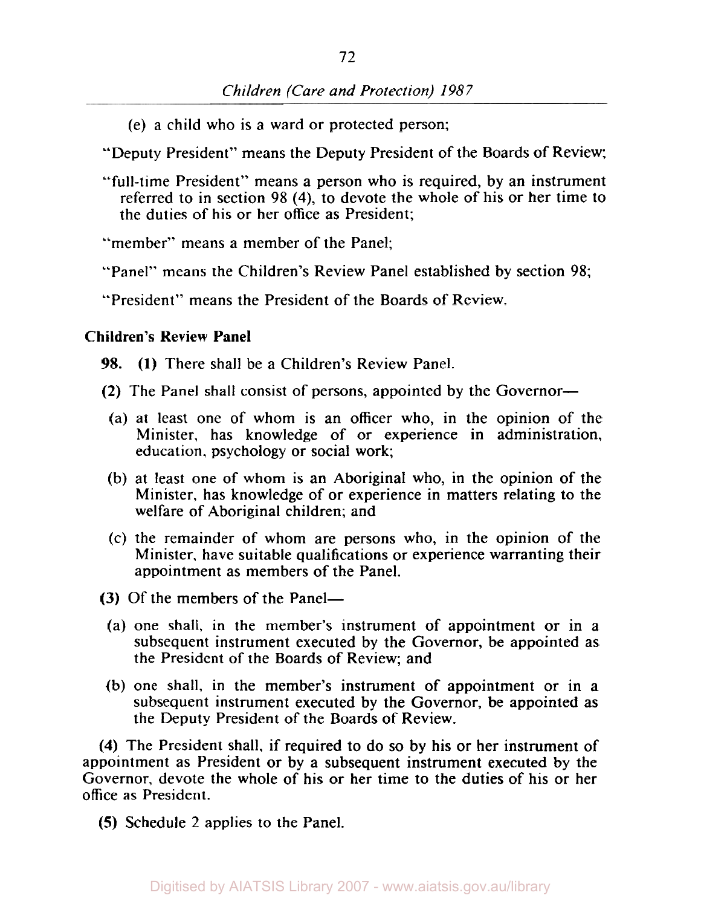(e) a child who is a ward or protected person;

"Deputy President" means the Deputy President of the Boards of Review;

"full-time President" means a person who is required, by an instrument referred to in section 98 (4), to devote the whole of his or her time to the duties of his or her office as President;

"member" means a member of the Panel;

"Panel" means the Children's Review Panel established by section 98;

"President" means the President of the Boards of Review.

**Children's Review Panel**

**98.** **(1)** There shall be a Children's Review Panel.

**(2)** The Panel shall consist of persons, appointed by the Governor—

(a) at least one of whom is an officer who, in the opinion of the Minister, has knowledge of or experience in administration, education, psychology or social work;

(b) at least one of whom is an Aboriginal who, in the opinion of the Minister, has knowledge of or experience in matters relating to the welfare of Aboriginal children; and

(c) the remainder of whom are persons who, in the opinion of the Minister, have suitable qualifications or experience warranting their appointment as members of the Panel.

**(3)** Of the members of the Panel—

(a) one shall, in the member's instrument of appointment or in a subsequent instrument executed by the Governor, be appointed as the President of the Boards of Review; and

(b) one shall, in the member's instrument of appointment or in a subsequent instrument executed by the Governor, be appointed as the Deputy President of the Boards of Review.

**(4)** The President shall, if required to do so by his or her instrument of appointment as President or by a subsequent instrument executed by the Governor, devote the whole of his or her time to the duties of his or her office as President.

**(5)** Schedule 2 applies to the Panel.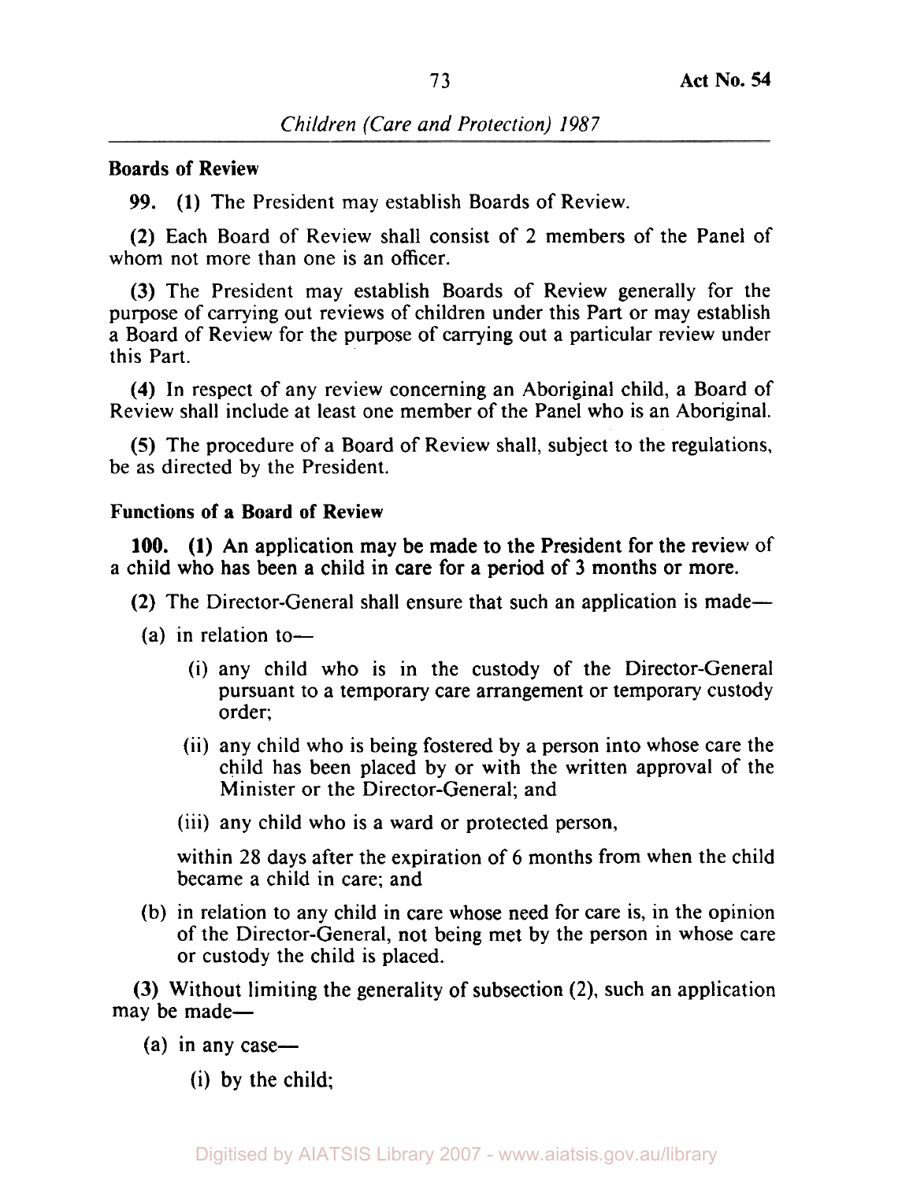**Boards of Review**

**99.** **(1)** The President may establish Boards of Review.

**(2)** Each Board of Review shall consist of 2 members of the Panel of whom not more than one is an officer.

**(3)** The President may establish Boards of Review generally for the purpose of carrying out reviews of children under this Part or may establish a Board of Review for the purpose of carrying out a particular review under this Part.

**(4)** In respect of any review concerning an Aboriginal child, a Board of Review shall include at least one member of the Panel who is an Aboriginal.

**(5)** The procedure of a Board of Review shall, subject to the regulations, be as directed by the President.

**Functions of a Board of Review**

**100.** **(1)** An application may be made to the President for the review of a child who has been a child in care for a period of 3 months or more.

**(2)** The Director-General shall ensure that such an application is made—

(a) in relation to—

(i) any child who is in the custody of the Director-General pursuant to a temporary care arrangement or temporary custody order;

(ii) any child who is being fostered by a person into whose care the child has been placed by or with the written approval of the Minister or the Director-General; and

(iii) any child who is a ward or protected person,

within 28 days after the expiration of 6 months from when the child became a child in care; and

(b) in relation to any child in care whose need for care is, in the opinion of the Director-General, not being met by the person in whose care or custody the child is placed.

**(3)** Without limiting the generality of subsection (2), such an application may be made—

(a) in any case—

(i) by the child;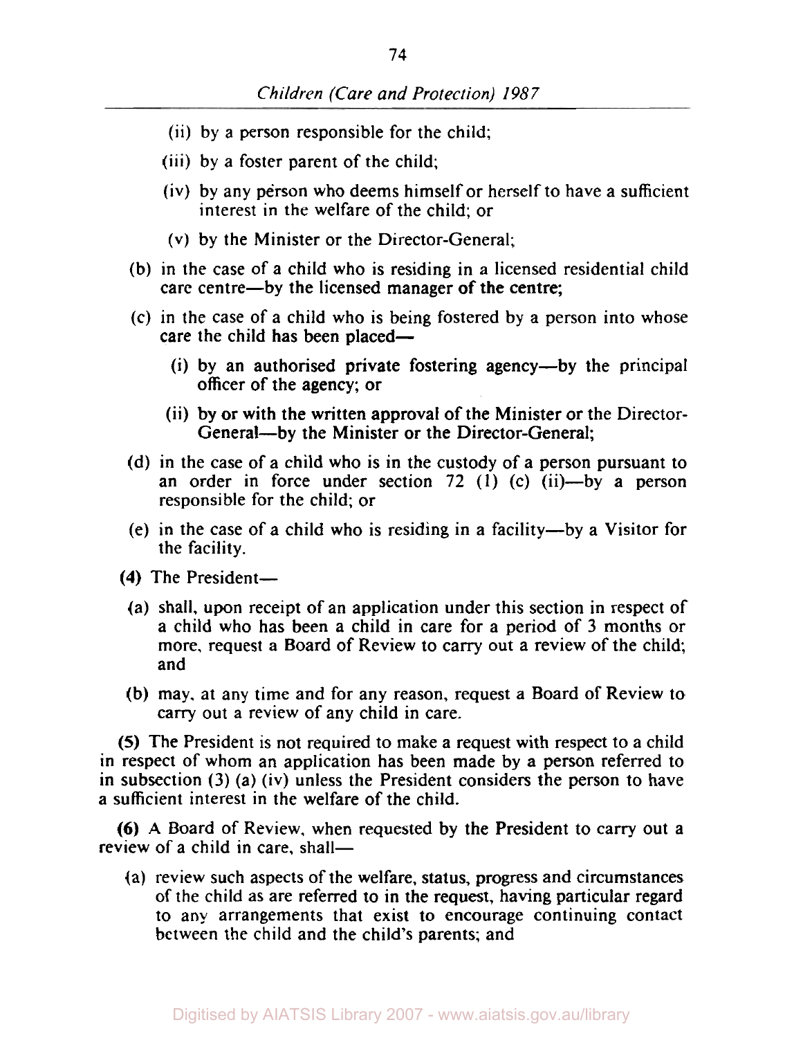(ii) by a person responsible for the child;

(iii) by a foster parent of the child;

(iv) by any person who deems himself or herself to have a sufficient interest in the welfare of the child; or

(v) by the Minister or the Director-General;

(b) in the case of a child who is residing in a licensed residential child care centre—by the licensed manager of the centre;

(c) in the case of a child who is being fostered by a person into whose care the child has been placed—

(i) by an authorised private fostering agency—by the principal officer of the agency; or

(ii) by or with the written approval of the Minister or the Director-General—by the Minister or the Director-General;

(d) in the case of a child who is in the custody of a person pursuant to an order in force under section 72 (1) (c) (ii)—by a person responsible for the child; or

(e) in the case of a child who is residing in a facility—by a Visitor for the facility.

**(4)** The President—

(a) shall, upon receipt of an application under this section in respect of a child who has been a child in care for a period of 3 months or more, request a Board of Review to carry out a review of the child; and

(b) may, at any time and for any reason, request a Board of Review to carry out a review of any child in care.

**(5)** The President is not required to make a request with respect to a child in respect of whom an application has been made by a person referred to in subsection (3) (a) (iv) unless the President considers the person to have a sufficient interest in the welfare of the child.

**(6)** A Board of Review, when requested by the President to carry out a review of a child in care, shall—

(a) review such aspects of the welfare, status, progress and circumstances of the child as are referred to in the request, having particular regard to any arrangements that exist to encourage continuing contact between the child and the child's parents; and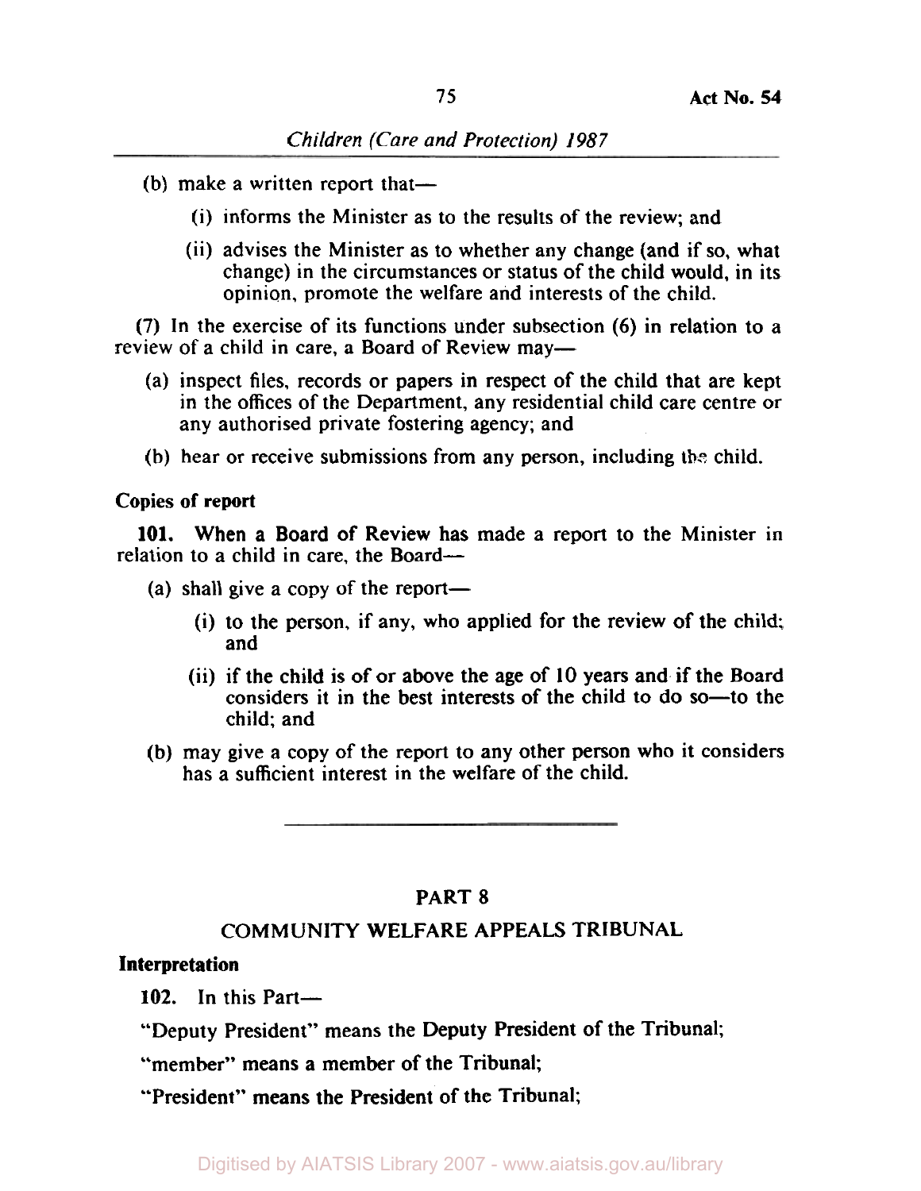(b) make a written report that—

  (i) informs the Minister as to the results of the review; and

  (ii) advises the Minister as to whether any change (and if so, what change) in the circumstances or status of the child would, in its opinion, promote the welfare and interests of the child.

(7) In the exercise of its functions under subsection (6) in relation to a review of a child in care, a Board of Review may—

(a) inspect files, records or papers in respect of the child that are kept in the offices of the Department, any residential child care centre or any authorised private fostering agency; and

(b) hear or receive submissions from any person, including the child.

**Copies of report**

**101.** When a Board of Review has made a report to the Minister in relation to a child in care, the Board—

(a) shall give a copy of the report—

  (i) to the person, if any, who applied for the review of the child; and

  (ii) if the child is of or above the age of 10 years and if the Board considers it in the best interests of the child to do so—to the child; and

(b) may give a copy of the report to any other person who it considers has a sufficient interest in the welfare of the child.

---

## PART 8

## COMMUNITY WELFARE APPEALS TRIBUNAL

**Interpretation**

**102.** In this Part—

"Deputy President" means the Deputy President of the Tribunal;

"member" means a member of the Tribunal;

"President" means the President of the Tribunal;